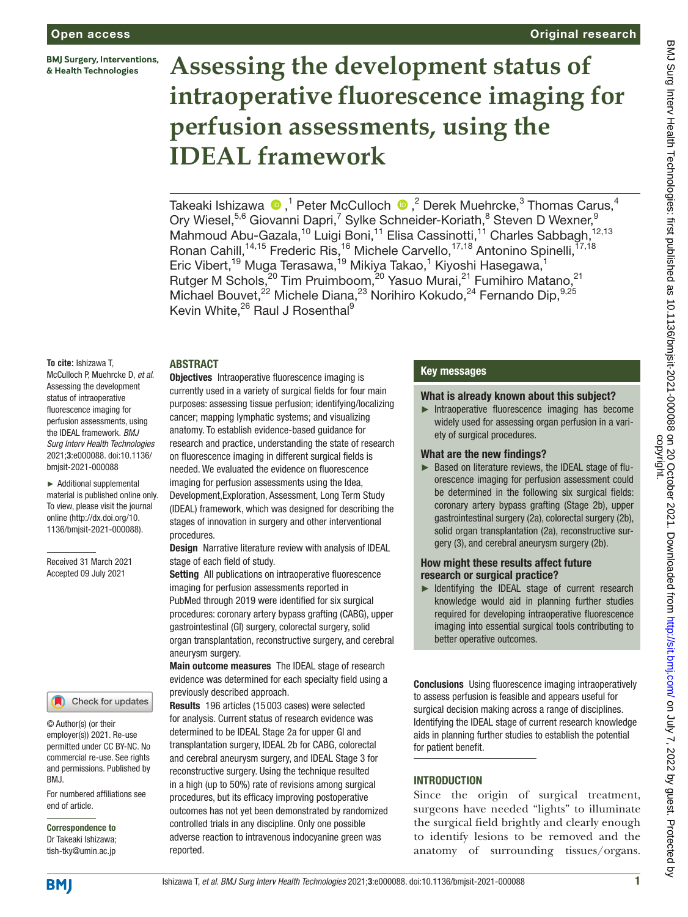# Assessing the development status of intraoperative fluorescence imaging for perfusion assessments, using the IDEAL framework

Takeaki Ishizawa,[1] Peter McCulloch,[2] Derek Muehrcke,[3] Thomas Carus,[4] Ory Wiesel,[5,6] Giovanni Dapri,[7] Sylke Schneider-Koriath,[8] Steven D Wexner,[9] Mahmoud Abu-Gazala,[10] Luigi Boni,[11] Elisa Cassinotti,[11] Charles Sabbagh,[12,13] Ronan Cahill,[14,15] Frederic Ris,[16] Michele Carvello,[17,18] Antonino Spinelli,[17,18] Eric Vibert,[19] Muga Terasawa,[19] Mikiya Takao,[1] Kiyoshi Hasegawa,[1] Rutger M Schols,[20] Tim Pruimboom,[20] Yasuo Murai,[21] Fumihiro Matano,[21] Michael Bouvet,[22] Michele Diana,[23] Norihiro Kokudo,[24] Fernando Dip,[9,25] Kevin White,[26] Raul J Rosenthal[9]

**To cite:** Ishizawa T, McCulloch P, Muehrcke D, *et al.* Assessing the development status of intraoperative fluorescence imaging for perfusion assessments, using the IDEAL framework. *BMJ Surg Interv Health Technologies* 2021;**3**:e000088. doi:10.1136/bmjsit-2021-000088

► Additional supplemental material is published online only. To view, please visit the journal online (http://dx.doi.org/10.1136/bmjsit-2021-000088).

Received 31 March 2021
Accepted 09 July 2021

© Author(s) (or their employer(s)) 2021. Re-use permitted under CC BY-NC. No commercial re-use. See rights and permissions. Published by BMJ.

For numbered affiliations see end of article.

**Correspondence to**
Dr Takeaki Ishizawa; tish-tky@umin.ac.jp

## ABSTRACT

**Objectives** Intraoperative fluorescence imaging is currently used in a variety of surgical fields for four main purposes: assessing tissue perfusion; identifying/localizing cancer; mapping lymphatic systems; and visualizing anatomy. To establish evidence-based guidance for research and practice, understanding the state of research on fluorescence imaging in different surgical fields is needed. We evaluated the evidence on fluorescence imaging for perfusion assessments using the Idea, Development,Exploration, Assessment, Long Term Study (IDEAL) framework, which was designed for describing the stages of innovation in surgery and other interventional procedures.

**Design** Narrative literature review with analysis of IDEAL stage of each field of study.

**Setting** All publications on intraoperative fluorescence imaging for perfusion assessments reported in PubMed through 2019 were identified for six surgical procedures: coronary artery bypass grafting (CABG), upper gastrointestinal (GI) surgery, colorectal surgery, solid organ transplantation, reconstructive surgery, and cerebral aneurysm surgery.

**Main outcome measures** The IDEAL stage of research evidence was determined for each specialty field using a previously described approach.

**Results** 196 articles (15003 cases) were selected for analysis. Current status of research evidence was determined to be IDEAL Stage 2a for upper GI and transplantation surgery, IDEAL 2b for CABG, colorectal and cerebral aneurysm surgery, and IDEAL Stage 3 for reconstructive surgery. Using the technique resulted in a high (up to 50%) rate of revisions among surgical procedures, but its efficacy improving postoperative outcomes has not yet been demonstrated by randomized controlled trials in any discipline. Only one possible adverse reaction to intravenous indocyanine green was reported.

**Conclusions** Using fluorescence imaging intraoperatively to assess perfusion is feasible and appears useful for surgical decision making across a range of disciplines. Identifying the IDEAL stage of current research knowledge aids in planning further studies to establish the potential for patient benefit.

### Key messages

**What is already known about this subject?**

► Intraoperative fluorescence imaging has become widely used for assessing organ perfusion in a variety of surgical procedures.

**What are the new findings?**

► Based on literature reviews, the IDEAL stage of fluorescence imaging for perfusion assessment could be determined in the following six surgical fields: coronary artery bypass grafting (Stage 2b), upper gastrointestinal surgery (2a), colorectal surgery (2b), solid organ transplantation (2a), reconstructive surgery (3), and cerebral aneurysm surgery (2b).

**How might these results affect future research or surgical practice?**

► Identifying the IDEAL stage of current research knowledge would aid in planning further studies required for developing intraoperative fluorescence imaging into essential surgical tools contributing to better operative outcomes.

## INTRODUCTION

Since the origin of surgical treatment, surgeons have needed "lights" to illuminate the surgical field brightly and clearly enough to identify lesions to be removed and the anatomy of surrounding tissues/organs.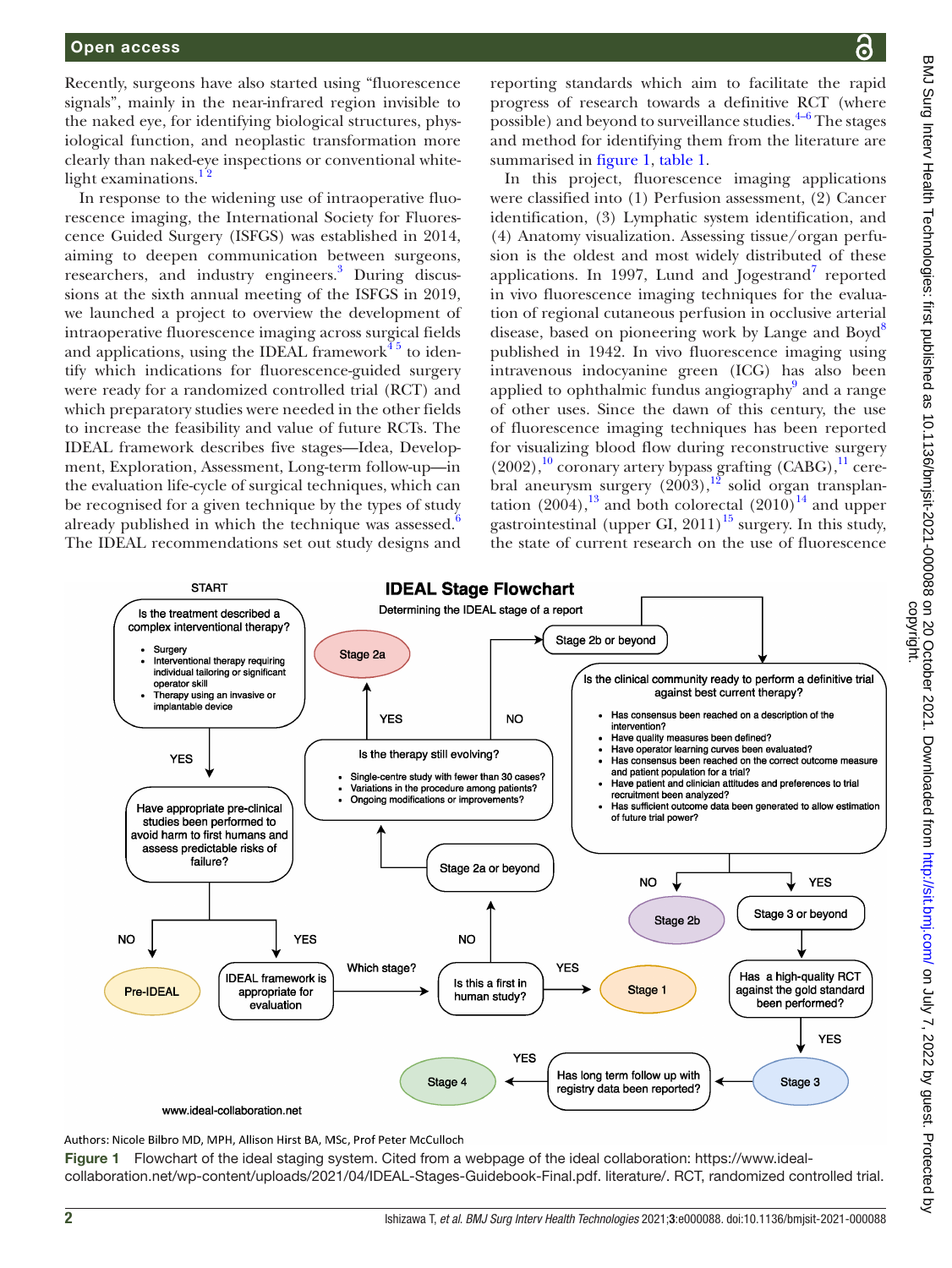Recently, surgeons have also started using "fluorescence signals", mainly in the near-infrared region invisible to the naked eye, for identifying biological structures, physiological function, and neoplastic transformation more clearly than naked-eye inspections or conventional white-light examinations.[1,2]

In response to the widening use of intraoperative fluorescence imaging, the International Society for Fluorescence Guided Surgery (ISFGS) was established in 2014, aiming to deepen communication between surgeons, researchers, and industry engineers.[3] During discussions at the sixth annual meeting of the ISFGS in 2019, we launched a project to overview the development of intraoperative fluorescence imaging across surgical fields and applications, using the IDEAL framework[4,5] to identify which indications for fluorescence-guided surgery were ready for a randomized controlled trial (RCT) and which preparatory studies were needed in the other fields to increase the feasibility and value of future RCTs. The IDEAL framework describes five stages—Idea, Development, Exploration, Assessment, Long-term follow-up—in the evaluation life-cycle of surgical techniques, which can be recognised for a given technique by the types of study already published in which the technique was assessed.[6] The IDEAL recommendations set out study designs and reporting standards which aim to facilitate the rapid progress of research towards a definitive RCT (where possible) and beyond to surveillance studies.[4–6] The stages and method for identifying them from the literature are summarised in figure 1, table 1.

In this project, fluorescence imaging applications were classified into (1) Perfusion assessment, (2) Cancer identification, (3) Lymphatic system identification, and (4) Anatomy visualization. Assessing tissue/organ perfusion is the oldest and most widely distributed of these applications. In 1997, Lund and Jogestrand[7] reported in vivo fluorescence imaging techniques for the evaluation of regional cutaneous perfusion in occlusive arterial disease, based on pioneering work by Lange and Boyd[8] published in 1942. In vivo fluorescence imaging using intravenous indocyanine green (ICG) has also been applied to ophthalmic fundus angiography[9] and a range of other uses. Since the dawn of this century, the use of fluorescence imaging techniques has been reported for visualizing blood flow during reconstructive surgery (2002),[10] coronary artery bypass grafting (CABG),[11] cerebral aneurysm surgery (2003),[12] solid organ transplantation (2004),[13] and both colorectal (2010)[14] and upper gastrointestinal (upper GI, 2011)[15] surgery. In this study, the state of current research on the use of fluorescence

**IDEAL Stage Flowchart**
Determining the IDEAL stage of a report

START

Is the treatment described a complex interventional therapy?
- Surgery
- Interventional therapy requiring individual tailoring or significant operator skill
- Therapy using an invasive or implantable device

YES → Have appropriate pre-clinical studies been performed to avoid harm to first humans and assess predictable risks of failure?
- NO → Pre-IDEAL
- YES → IDEAL framework is appropriate for evaluation → Which stage? → Is this a first in human study?
  - YES → Stage 1
  - NO → Stage 2a or beyond → Is the therapy still evolving?
    - Single-centre study with fewer than 30 cases?
    - Variations in the procedure among patients?
    - Ongoing modifications or improvements?
    - YES → Stage 2a
    - NO → Stage 2b or beyond → Is the clinical community ready to perform a definitive trial against best current therapy?
      - Has consensus been reached on a description of the intervention?
      - Have quality measures been defined?
      - Have operator learning curves been evaluated?
      - Has consensus been reached on the correct outcome measure and patient population for a trial?
      - Have patient and clinician attitudes and preferences to trial recruitment been analyzed?
      - Has sufficient outcome data been generated to allow estimation of future trial power?
      - NO → Stage 2b
      - YES → Stage 3 or beyond → Has a high-quality RCT against the gold standard been performed?
        - YES → Stage 3 → Has long term follow up with registry data been reported?
          - YES → Stage 4

www.ideal-collaboration.net

Authors: Nicole Bilbro MD, MPH, Allison Hirst BA, MSc, Prof Peter McCulloch

**Figure 1** Flowchart of the ideal staging system. Cited from a webpage of the ideal collaboration: https://www.ideal-collaboration.net/wp-content/uploads/2021/04/IDEAL-Stages-Guidebook-Final.pdf. literature/. RCT, randomized controlled trial.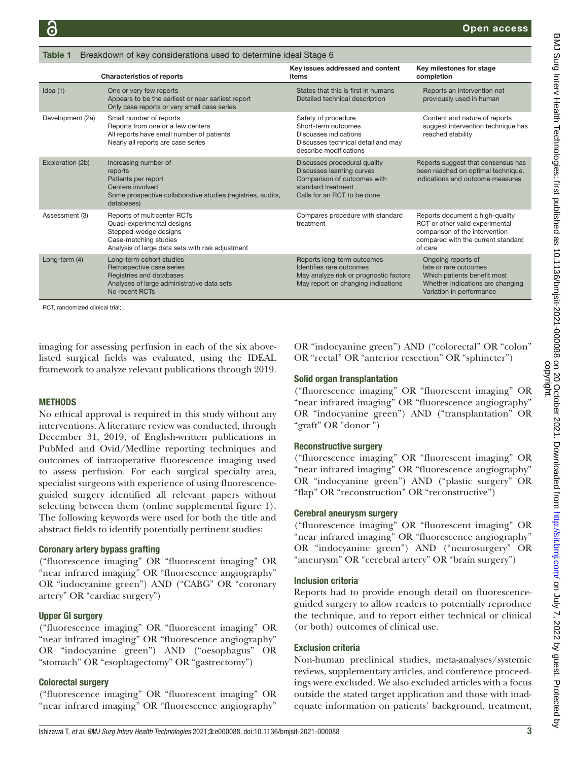**Table 1** Breakdown of key considerations used to determine ideal Stage 6

| | Characteristics of reports | Key issues addressed and content items | Key milestones for stage completion |
|---|---|---|---|
| Idea (1) | One or very few reports<br>Appears to be the earliest or near earliest report<br>Only case reports or very small case series | States that this is first in humans<br>Detailed technical description | Reports an intervention not previously used in human |
| Development (2a) | Small number of reports<br>Reports from one or a few centers<br>All reports have small number of patients<br>Nearly all reports are case series | Safety of procedure<br>Short-term outcomes<br>Discusses indications<br>Discusses technical detail and may describe modifications | Content and nature of reports suggest intervention technique has reached stability |
| Exploration (2b) | Increasing number of reports<br>Patients per report<br>Centers involved<br>Some prospective collaborative studies (registries, audits, databases) | Discusses procedural quality<br>Discusses learning curves<br>Comparison of outcomes with standard treatment<br>Calls for an RCT to be done | Reports suggest that consensus has been reached on optimal technique, indications and outcome measures |
| Assessment (3) | Reports of multicenter RCTs<br>Quasi-experimental designs<br>Stepped-wedge designs<br>Case-matching studies<br>Analysis of large data sets with risk adjustment | Compares procedure with standard treatment | Reports document a high-quality RCT or other valid experimental comparison of the intervention compared with the current standard of care |
| Long-term (4) | Long-term cohort studies<br>Retrospective case series<br>Registries and databases<br>Analyses of large administrative data sets<br>No recent RCTs | Reports long-term outcomes<br>Identifies rare outcomes<br>May analyze risk or prognostic factors<br>May report on changing indications | Ongoing reports of late or rare outcomes<br>Which patients benefit most<br>Whether indications are changing<br>Variation in performance |

RCT, randomized clinical trial; .

imaging for assessing perfusion in each of the six above-listed surgical fields was evaluated, using the IDEAL framework to analyze relevant publications through 2019.

## METHODS

No ethical approval is required in this study without any interventions. A literature review was conducted, through December 31, 2019, of English-written publications in PubMed and Ovid/Medline reporting techniques and outcomes of intraoperative fluorescence imaging used to assess perfusion. For each surgical specialty area, specialist surgeons with experience of using fluorescence-guided surgery identified all relevant papers without selecting between them (online supplemental figure 1). The following keywords were used for both the title and abstract fields to identify potentially pertinent studies:

### Coronary artery bypass grafting

("fluorescence imaging" OR "fluorescent imaging" OR "near infrared imaging" OR "fluorescence angiography" OR "indocyanine green") AND ("CABG" OR "coronary artery" OR "cardiac surgery")

### Upper GI surgery

("fluorescence imaging" OR "fluorescent imaging" OR "near infrared imaging" OR "fluorescence angiography" OR "indocyanine green") AND ("oesophagus" OR "stomach" OR "esophagectomy" OR "gastrectomy")

### Colorectal surgery

("fluorescence imaging" OR "fluorescent imaging" OR "near infrared imaging" OR "fluorescence angiography" OR "indocyanine green") AND ("colorectal" OR "colon" OR "rectal" OR "anterior resection" OR "sphincter")

### Solid organ transplantation

("fluorescence imaging" OR "fluorescent imaging" OR "near infrared imaging" OR "fluorescence angiography" OR "indocyanine green") AND ("transplantation" OR "graft" OR "donor ")

### Reconstructive surgery

("fluorescence imaging" OR "fluorescent imaging" OR "near infrared imaging" OR "fluorescence angiography" OR "indocyanine green") AND ("plastic surgery" OR "flap" OR "reconstruction" OR "reconstructive")

### Cerebral aneurysm surgery

("fluorescence imaging" OR "fluorescent imaging" OR "near infrared imaging" OR "fluorescence angiography" OR "indocyanine green") AND ("neurosurgery" OR "aneurysm" OR "cerebral artery" OR "brain surgery")

### Inclusion criteria

Reports had to provide enough detail on fluorescence-guided surgery to allow readers to potentially reproduce the technique, and to report either technical or clinical (or both) outcomes of clinical use.

### Exclusion criteria

Non-human preclinical studies, meta-analyses/systemic reviews, supplementary articles, and conference proceedings were excluded. We also excluded articles with a focus outside the stated target application and those with inadequate information on patients' background, treatment,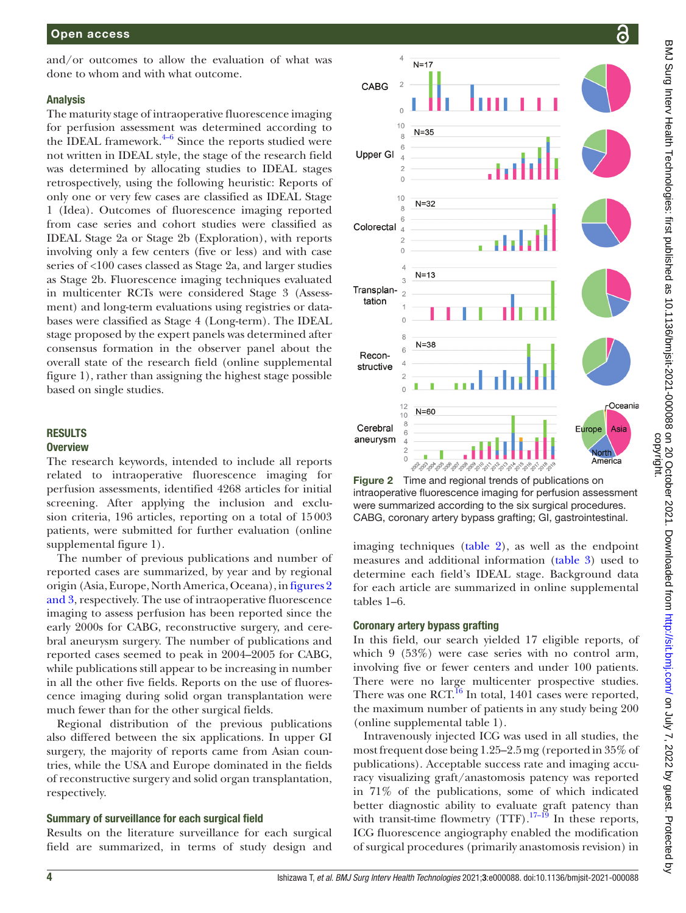and/or outcomes to allow the evaluation of what was done to whom and with what outcome.

### Analysis

The maturity stage of intraoperative fluorescence imaging for perfusion assessment was determined according to the IDEAL framework.[4–6] Since the reports studied were not written in IDEAL style, the stage of the research field was determined by allocating studies to IDEAL stages retrospectively, using the following heuristic: Reports of only one or very few cases are classified as IDEAL Stage 1 (Idea). Outcomes of fluorescence imaging reported from case series and cohort studies were classified as IDEAL Stage 2a or Stage 2b (Exploration), with reports involving only a few centers (five or less) and with case series of <100 cases classed as Stage 2a, and larger studies as Stage 2b. Fluorescence imaging techniques evaluated in multicenter RCTs were considered Stage 3 (Assessment) and long-term evaluations using registries or databases were classified as Stage 4 (Long-term). The IDEAL stage proposed by the expert panels was determined after consensus formation in the observer panel about the overall state of the research field (online supplemental figure 1), rather than assigning the highest stage possible based on single studies.

## RESULTS

### Overview

The research keywords, intended to include all reports related to intraoperative fluorescence imaging for perfusion assessments, identified 4268 articles for initial screening. After applying the inclusion and exclusion criteria, 196 articles, reporting on a total of 15003 patients, were submitted for further evaluation (online supplemental figure 1).

The number of previous publications and number of reported cases are summarized, by year and by regional origin (Asia, Europe, North America, Oceana), in figures 2 and 3, respectively. The use of intraoperative fluorescence imaging to assess perfusion has been reported since the early 2000s for CABG, reconstructive surgery, and cerebral aneurysm surgery. The number of publications and reported cases seemed to peak in 2004–2005 for CABG, while publications still appear to be increasing in number in all the other five fields. Reports on the use of fluorescence imaging during solid organ transplantation were much fewer than for the other surgical fields.

Regional distribution of the previous publications also differed between the six applications. In upper GI surgery, the majority of reports came from Asian countries, while the USA and Europe dominated in the fields of reconstructive surgery and solid organ transplantation, respectively.

### Summary of surveillance for each surgical field

Results on the literature surveillance for each surgical field are summarized, in terms of study design and imaging techniques (table 2), as well as the endpoint measures and additional information (table 3) used to determine each field's IDEAL stage. Background data for each article are summarized in online supplemental tables 1–6.

**Figure 2** Time and regional trends of publications on intraoperative fluorescence imaging for perfusion assessment were summarized according to the six surgical procedures. CABG, coronary artery bypass grafting; GI, gastrointestinal.

### Coronary artery bypass grafting

In this field, our search yielded 17 eligible reports, of which 9 (53%) were case series with no control arm, involving five or fewer centers and under 100 patients. There were no large multicenter prospective studies. There was one RCT.[16] In total, 1401 cases were reported, the maximum number of patients in any study being 200 (online supplemental table 1).

Intravenously injected ICG was used in all studies, the most frequent dose being 1.25–2.5 mg (reported in 35% of publications). Acceptable success rate and imaging accuracy visualizing graft/anastomosis patency was reported in 71% of the publications, some of which indicated better diagnostic ability to evaluate graft patency than with transit-time flowmetry (TTF).[17–19] In these reports, ICG fluorescence angiography enabled the modification of surgical procedures (primarily anastomosis revision) in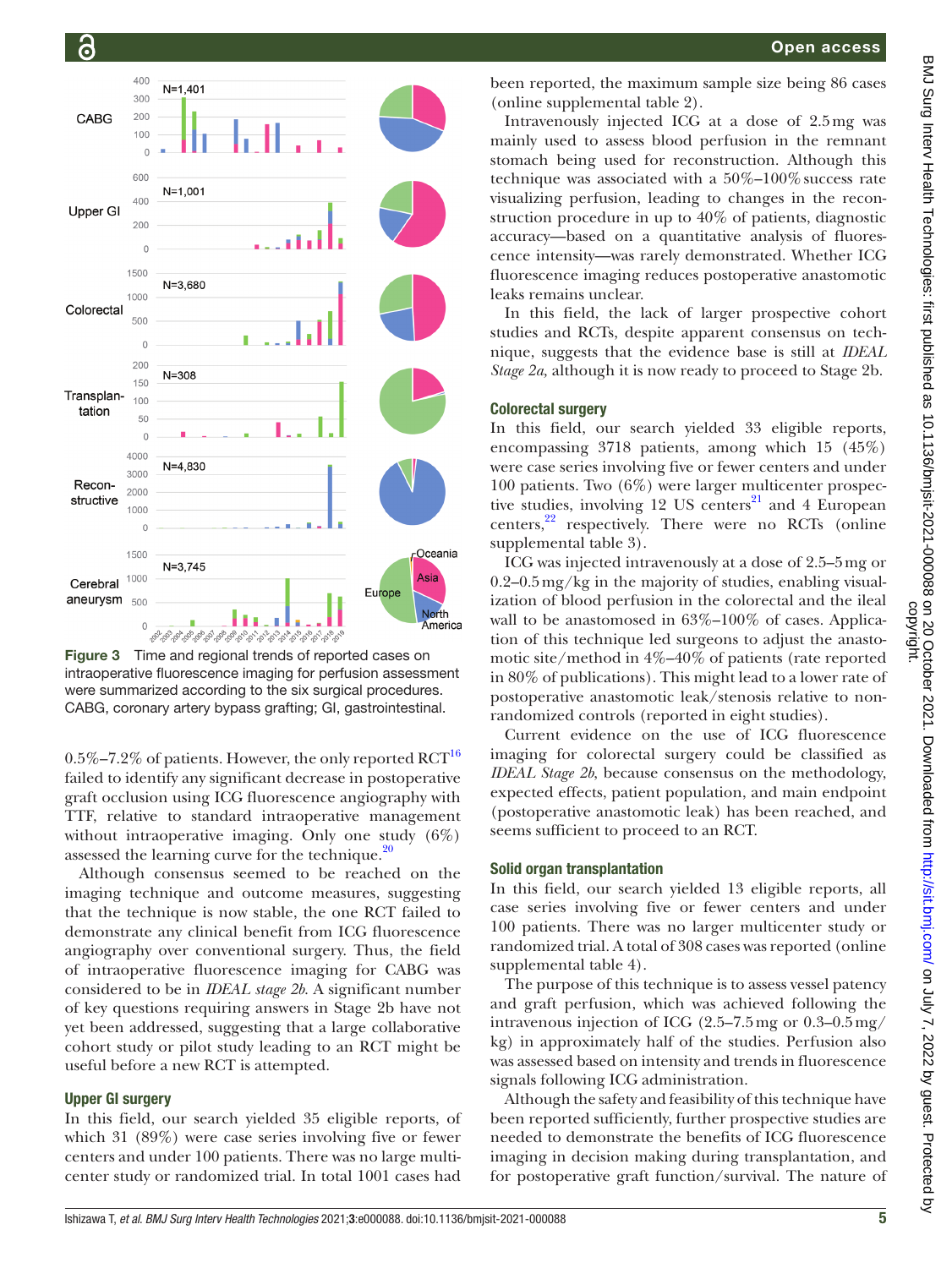Figure 3 Time and regional trends of reported cases on intraoperative fluorescence imaging for perfusion assessment were summarized according to the six surgical procedures. CABG, coronary artery bypass grafting; GI, gastrointestinal.

0.5%–7.2% of patients. However, the only reported RCT[16] failed to identify any significant decrease in postoperative graft occlusion using ICG fluorescence angiography with TTF, relative to standard intraoperative management without intraoperative imaging. Only one study (6%) assessed the learning curve for the technique.[20]

Although consensus seemed to be reached on the imaging technique and outcome measures, suggesting that the technique is now stable, the one RCT failed to demonstrate any clinical benefit from ICG fluorescence angiography over conventional surgery. Thus, the field of intraoperative fluorescence imaging for CABG was considered to be in *IDEAL stage 2b*. A significant number of key questions requiring answers in Stage 2b have not yet been addressed, suggesting that a large collaborative cohort study or pilot study leading to an RCT might be useful before a new RCT is attempted.

## Upper GI surgery

In this field, our search yielded 35 eligible reports, of which 31 (89%) were case series involving five or fewer centers and under 100 patients. There was no large multicenter study or randomized trial. In total 1001 cases had been reported, the maximum sample size being 86 cases (online supplemental table 2).

Intravenously injected ICG at a dose of 2.5 mg was mainly used to assess blood perfusion in the remnant stomach being used for reconstruction. Although this technique was associated with a 50%–100% success rate visualizing perfusion, leading to changes in the reconstruction procedure in up to 40% of patients, diagnostic accuracy—based on a quantitative analysis of fluorescence intensity—was rarely demonstrated. Whether ICG fluorescence imaging reduces postoperative anastomotic leaks remains unclear.

In this field, the lack of larger prospective cohort studies and RCTs, despite apparent consensus on technique, suggests that the evidence base is still at *IDEAL Stage 2a,* although it is now ready to proceed to Stage 2b.

## Colorectal surgery

In this field, our search yielded 33 eligible reports, encompassing 3718 patients, among which 15 (45%) were case series involving five or fewer centers and under 100 patients. Two (6%) were larger multicenter prospective studies, involving 12 US centers[21] and 4 European centers,[22] respectively. There were no RCTs (online supplemental table 3).

ICG was injected intravenously at a dose of 2.5–5 mg or 0.2–0.5 mg/kg in the majority of studies, enabling visualization of blood perfusion in the colorectal and the ileal wall to be anastomosed in 63%–100% of cases. Application of this technique led surgeons to adjust the anastomotic site/method in 4%–40% of patients (rate reported in 80% of publications). This might lead to a lower rate of postoperative anastomotic leak/stenosis relative to non-randomized controls (reported in eight studies).

Current evidence on the use of ICG fluorescence imaging for colorectal surgery could be classified as *IDEAL Stage 2b*, because consensus on the methodology, expected effects, patient population, and main endpoint (postoperative anastomotic leak) has been reached, and seems sufficient to proceed to an RCT.

## Solid organ transplantation

In this field, our search yielded 13 eligible reports, all case series involving five or fewer centers and under 100 patients. There was no larger multicenter study or randomized trial. A total of 308 cases was reported (online supplemental table 4).

The purpose of this technique is to assess vessel patency and graft perfusion, which was achieved following the intravenous injection of ICG (2.5–7.5 mg or 0.3–0.5 mg/kg) in approximately half of the studies. Perfusion also was assessed based on intensity and trends in fluorescence signals following ICG administration.

Although the safety and feasibility of this technique have been reported sufficiently, further prospective studies are needed to demonstrate the benefits of ICG fluorescence imaging in decision making during transplantation, and for postoperative graft function/survival. The nature of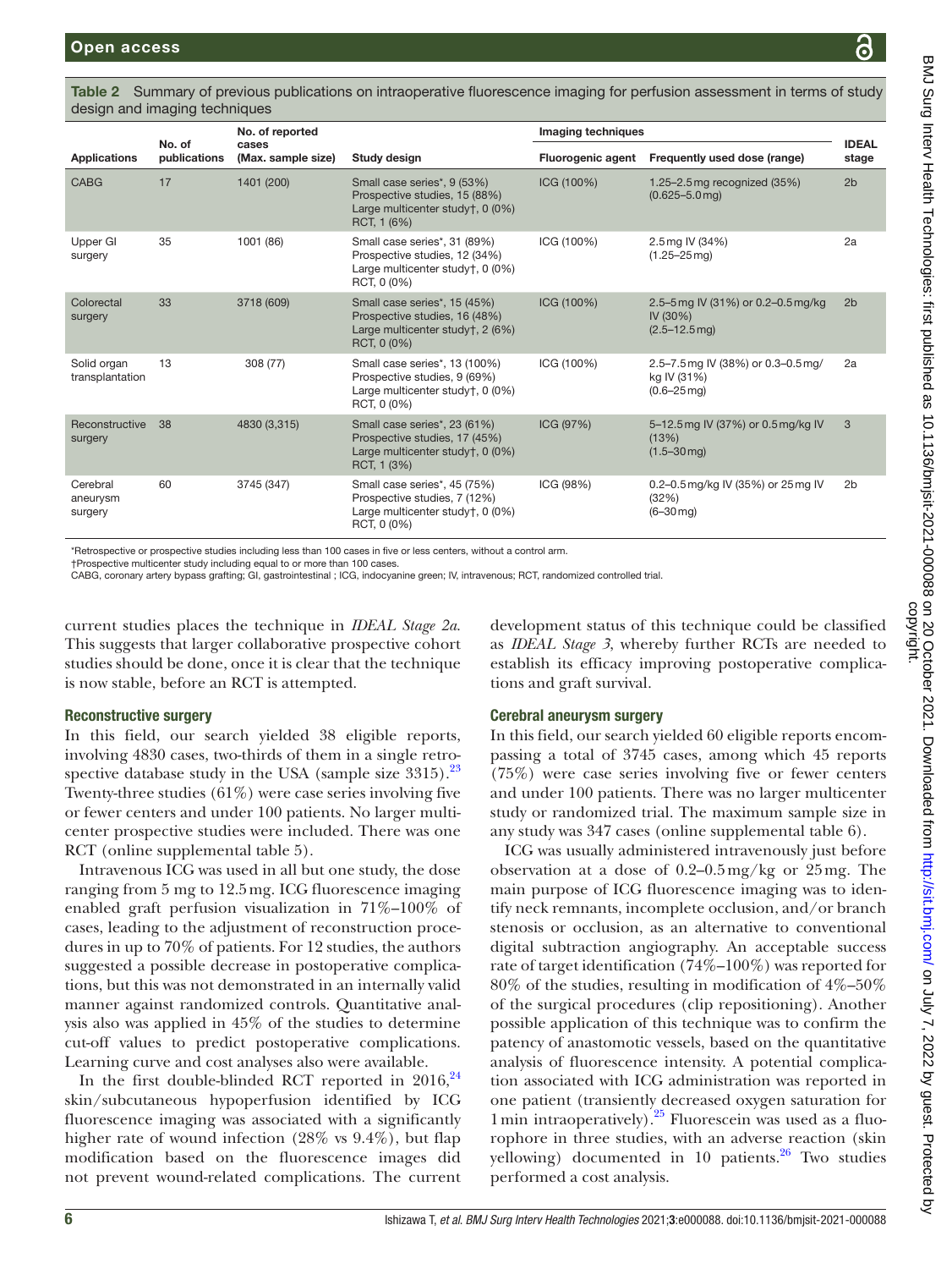Table 2 Summary of previous publications on intraoperative fluorescence imaging for perfusion assessment in terms of study design and imaging techniques

| Applications | No. of publications | No. of reported cases (Max. sample size) | Study design | Imaging techniques | | IDEAL stage |
|---|---|---|---|---|---|---|
| | | | | Fluorogenic agent | Frequently used dose (range) | |
| CABG | 17 | 1401 (200) | Small case series*, 9 (53%)<br>Prospective studies, 15 (88%)<br>Large multicenter study†, 0 (0%)<br>RCT, 1 (6%) | ICG (100%) | 1.25–2.5 mg recognized (35%)<br>(0.625–5.0 mg) | 2b |
| Upper GI surgery | 35 | 1001 (86) | Small case series*, 31 (89%)<br>Prospective studies, 12 (34%)<br>Large multicenter study†, 0 (0%)<br>RCT, 0 (0%) | ICG (100%) | 2.5 mg IV (34%)<br>(1.25–25 mg) | 2a |
| Colorectal surgery | 33 | 3718 (609) | Small case series*, 15 (45%)<br>Prospective studies, 16 (48%)<br>Large multicenter study†, 2 (6%)<br>RCT, 0 (0%) | ICG (100%) | 2.5–5 mg IV (31%) or 0.2–0.5 mg/kg IV (30%)<br>(2.5–12.5 mg) | 2b |
| Solid organ transplantation | 13 | 308 (77) | Small case series*, 13 (100%)<br>Prospective studies, 9 (69%)<br>Large multicenter study†, 0 (0%)<br>RCT, 0 (0%) | ICG (100%) | 2.5–7.5 mg IV (38%) or 0.3–0.5 mg/kg IV (31%)<br>(0.6–25 mg) | 2a |
| Reconstructive surgery | 38 | 4830 (3,315) | Small case series*, 23 (61%)<br>Prospective studies, 17 (45%)<br>Large multicenter study†, 0 (0%)<br>RCT, 1 (3%) | ICG (97%) | 5–12.5 mg IV (37%) or 0.5 mg/kg IV (13%)<br>(1.5–30 mg) | 3 |
| Cerebral aneurysm surgery | 60 | 3745 (347) | Small case series*, 45 (75%)<br>Prospective studies, 7 (12%)<br>Large multicenter study†, 0 (0%)<br>RCT, 0 (0%) | ICG (98%) | 0.2–0.5 mg/kg IV (35%) or 25 mg IV (32%)<br>(6–30 mg) | 2b |

*Retrospective or prospective studies including less than 100 cases in five or less centers, without a control arm.
†Prospective multicenter study including equal to or more than 100 cases.
CABG, coronary artery bypass grafting; GI, gastrointestinal ; ICG, indocyanine green; IV, intravenous; RCT, randomized controlled trial.

current studies places the technique in *IDEAL Stage 2a*. This suggests that larger collaborative prospective cohort studies should be done, once it is clear that the technique is now stable, before an RCT is attempted.

### Reconstructive surgery

In this field, our search yielded 38 eligible reports, involving 4830 cases, two-thirds of them in a single retrospective database study in the USA (sample size 3315).[23] Twenty-three studies (61%) were case series involving five or fewer centers and under 100 patients. No larger multicenter prospective studies were included. There was one RCT (online supplemental table 5).

Intravenous ICG was used in all but one study, the dose ranging from 5 mg to 12.5 mg. ICG fluorescence imaging enabled graft perfusion visualization in 71%–100% of cases, leading to the adjustment of reconstruction procedures in up to 70% of patients. For 12 studies, the authors suggested a possible decrease in postoperative complications, but this was not demonstrated in an internally valid manner against randomized controls. Quantitative analysis also was applied in 45% of the studies to determine cut-off values to predict postoperative complications. Learning curve and cost analyses also were available.

In the first double-blinded RCT reported in 2016,[24] skin/subcutaneous hypoperfusion identified by ICG fluorescence imaging was associated with a significantly higher rate of wound infection (28% vs 9.4%), but flap modification based on the fluorescence images did not prevent wound-related complications. The current development status of this technique could be classified as *IDEAL Stage 3*, whereby further RCTs are needed to establish its efficacy improving postoperative complications and graft survival.

### Cerebral aneurysm surgery

In this field, our search yielded 60 eligible reports encompassing a total of 3745 cases, among which 45 reports (75%) were case series involving five or fewer centers and under 100 patients. There was no larger multicenter study or randomized trial. The maximum sample size in any study was 347 cases (online supplemental table 6).

ICG was usually administered intravenously just before observation at a dose of 0.2–0.5 mg/kg or 25 mg. The main purpose of ICG fluorescence imaging was to identify neck remnants, incomplete occlusion, and/or branch stenosis or occlusion, as an alternative to conventional digital subtraction angiography. An acceptable success rate of target identification (74%–100%) was reported for 80% of the studies, resulting in modification of 4%–50% of the surgical procedures (clip repositioning). Another possible application of this technique was to confirm the patency of anastomotic vessels, based on the quantitative analysis of fluorescence intensity. A potential complication associated with ICG administration was reported in one patient (transiently decreased oxygen saturation for 1 min intraoperatively).[25] Fluorescein was used as a fluorophore in three studies, with an adverse reaction (skin yellowing) documented in 10 patients.[26] Two studies performed a cost analysis.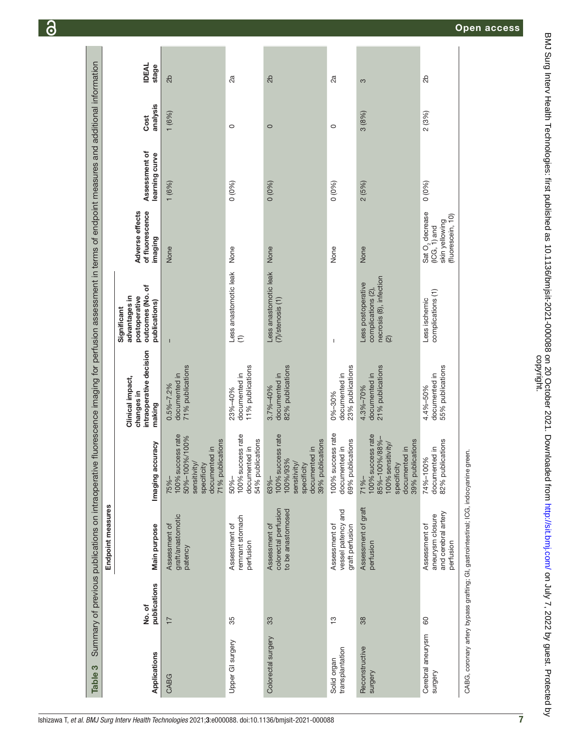**Table 3** Summary of previous publications on intraoperative fluorescence imaging for perfusion assessment in terms of endpoint measures and additional information

| Applications | No. of publications | Endpoint measures | | | | | | | |
|---|---|---|---|---|---|---|---|---|---|
| | | Main purpose | Imaging accuracy | Clinical impact, changes in intraoperative decision making | Significant advantages in postoperative outcomes (No. of publications) | Adverse effects of fluorescence imaging | Assessment of learning curve | Cost analysis | IDEAL stage |
| CABG | 17 | Assessment of graft/anastomotic patency | 75%–100% success rate 50%–100%/100% sensitivity/specificity documented in 71% publications | 0.5%–7.2% documented in 71% publications | – | None | 1 (6%) | 1 (6%) | 2b |
| Upper GI surgery | 35 | Assessment of remnant stomach perfusion | 50%–100% success rate documented in 54% publications | 23%–40% documented in 11% publications | Less anastomotic leak (1) | None | 0 (0%) | 0 | 2a |
| Colorectal surgery | 33 | Assessment of colorectal perfusion to be anastomosed | 63%–100% success rate 100%/93% sensitivity/specificity documented in 39% publications | 3.7%–40% documented in 82% publications | Less anastomotic leak (7)/stenosis (1) | None | 0 (0%) | 0 | 2b |
| Solid organ transplantation | 13 | Assessment of vessel patency and graft perfusion | 100% success rate documented in 69% publications | 0%–30% documented in 23% publications | – | None | 0 (0%) | 0 | 2a |
| Reconstructive surgery | 38 | Assessment of graft perfusion | 71%–100% success rate 85%–100%/88%–100% sensitivity/specificity documented in 39% publications | 4.3%–70% documented in 21% publications | Less postoperative complications (2), necrosis (8), infection (2) | None | 2 (5%) | 3 (8%) | 3 |
| Cerebral aneurysm surgery | 60 | Assessment of aneurysm closure and cerebral artery perfusion | 74%–100% documented in 82% publications | 4.4%–50% documented in 55% publications | Less ischemic complications (1) | Sat $O_2$ decrease (ICG, 1) and skin yellowing (fluorescein, 10) | 0 (0%) | 2 (3%) | 2b |

CABG, coronary artery bypass grafting; GI, gastrointestinal; ICG, indocyanine green.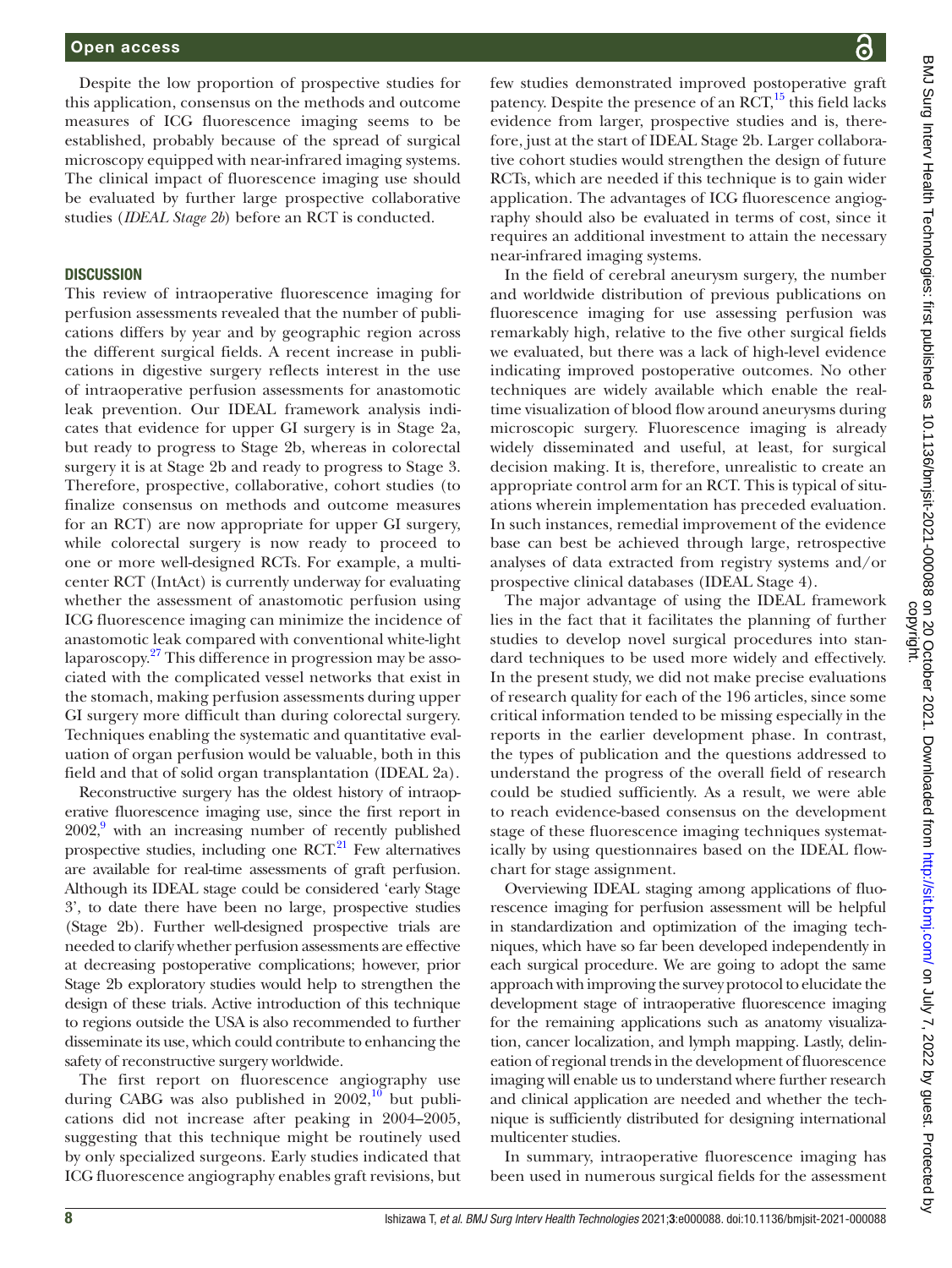Despite the low proportion of prospective studies for this application, consensus on the methods and outcome measures of ICG fluorescence imaging seems to be established, probably because of the spread of surgical microscopy equipped with near-infrared imaging systems. The clinical impact of fluorescence imaging use should be evaluated by further large prospective collaborative studies (*IDEAL Stage 2b*) before an RCT is conducted.

## DISCUSSION

This review of intraoperative fluorescence imaging for perfusion assessments revealed that the number of publications differs by year and by geographic region across the different surgical fields. A recent increase in publications in digestive surgery reflects interest in the use of intraoperative perfusion assessments for anastomotic leak prevention. Our IDEAL framework analysis indicates that evidence for upper GI surgery is in Stage 2a, but ready to progress to Stage 2b, whereas in colorectal surgery it is at Stage 2b and ready to progress to Stage 3. Therefore, prospective, collaborative, cohort studies (to finalize consensus on methods and outcome measures for an RCT) are now appropriate for upper GI surgery, while colorectal surgery is now ready to proceed to one or more well-designed RCTs. For example, a multicenter RCT (IntAct) is currently underway for evaluating whether the assessment of anastomotic perfusion using ICG fluorescence imaging can minimize the incidence of anastomotic leak compared with conventional white-light laparoscopy.[27] This difference in progression may be associated with the complicated vessel networks that exist in the stomach, making perfusion assessments during upper GI surgery more difficult than during colorectal surgery. Techniques enabling the systematic and quantitative evaluation of organ perfusion would be valuable, both in this field and that of solid organ transplantation (IDEAL 2a).

Reconstructive surgery has the oldest history of intraoperative fluorescence imaging use, since the first report in 2002,[9] with an increasing number of recently published prospective studies, including one RCT.[21] Few alternatives are available for real-time assessments of graft perfusion. Although its IDEAL stage could be considered 'early Stage 3', to date there have been no large, prospective studies (Stage 2b). Further well-designed prospective trials are needed to clarify whether perfusion assessments are effective at decreasing postoperative complications; however, prior Stage 2b exploratory studies would help to strengthen the design of these trials. Active introduction of this technique to regions outside the USA is also recommended to further disseminate its use, which could contribute to enhancing the safety of reconstructive surgery worldwide.

The first report on fluorescence angiography use during CABG was also published in 2002,[10] but publications did not increase after peaking in 2004–2005, suggesting that this technique might be routinely used by only specialized surgeons. Early studies indicated that ICG fluorescence angiography enables graft revisions, but few studies demonstrated improved postoperative graft patency. Despite the presence of an RCT,[15] this field lacks evidence from larger, prospective studies and is, therefore, just at the start of IDEAL Stage 2b. Larger collaborative cohort studies would strengthen the design of future RCTs, which are needed if this technique is to gain wider application. The advantages of ICG fluorescence angiography should also be evaluated in terms of cost, since it requires an additional investment to attain the necessary near-infrared imaging systems.

In the field of cerebral aneurysm surgery, the number and worldwide distribution of previous publications on fluorescence imaging for use assessing perfusion was remarkably high, relative to the five other surgical fields we evaluated, but there was a lack of high-level evidence indicating improved postoperative outcomes. No other techniques are widely available which enable the real-time visualization of blood flow around aneurysms during microscopic surgery. Fluorescence imaging is already widely disseminated and useful, at least, for surgical decision making. It is, therefore, unrealistic to create an appropriate control arm for an RCT. This is typical of situations wherein implementation has preceded evaluation. In such instances, remedial improvement of the evidence base can best be achieved through large, retrospective analyses of data extracted from registry systems and/or prospective clinical databases (IDEAL Stage 4).

The major advantage of using the IDEAL framework lies in the fact that it facilitates the planning of further studies to develop novel surgical procedures into standard techniques to be used more widely and effectively. In the present study, we did not make precise evaluations of research quality for each of the 196 articles, since some critical information tended to be missing especially in the reports in the earlier development phase. In contrast, the types of publication and the questions addressed to understand the progress of the overall field of research could be studied sufficiently. As a result, we were able to reach evidence-based consensus on the development stage of these fluorescence imaging techniques systematically by using questionnaires based on the IDEAL flowchart for stage assignment.

Overviewing IDEAL staging among applications of fluorescence imaging for perfusion assessment will be helpful in standardization and optimization of the imaging techniques, which have so far been developed independently in each surgical procedure. We are going to adopt the same approach with improving the survey protocol to elucidate the development stage of intraoperative fluorescence imaging for the remaining applications such as anatomy visualization, cancer localization, and lymph mapping. Lastly, delineation of regional trends in the development of fluorescence imaging will enable us to understand where further research and clinical application are needed and whether the technique is sufficiently distributed for designing international multicenter studies.

In summary, intraoperative fluorescence imaging has been used in numerous surgical fields for the assessment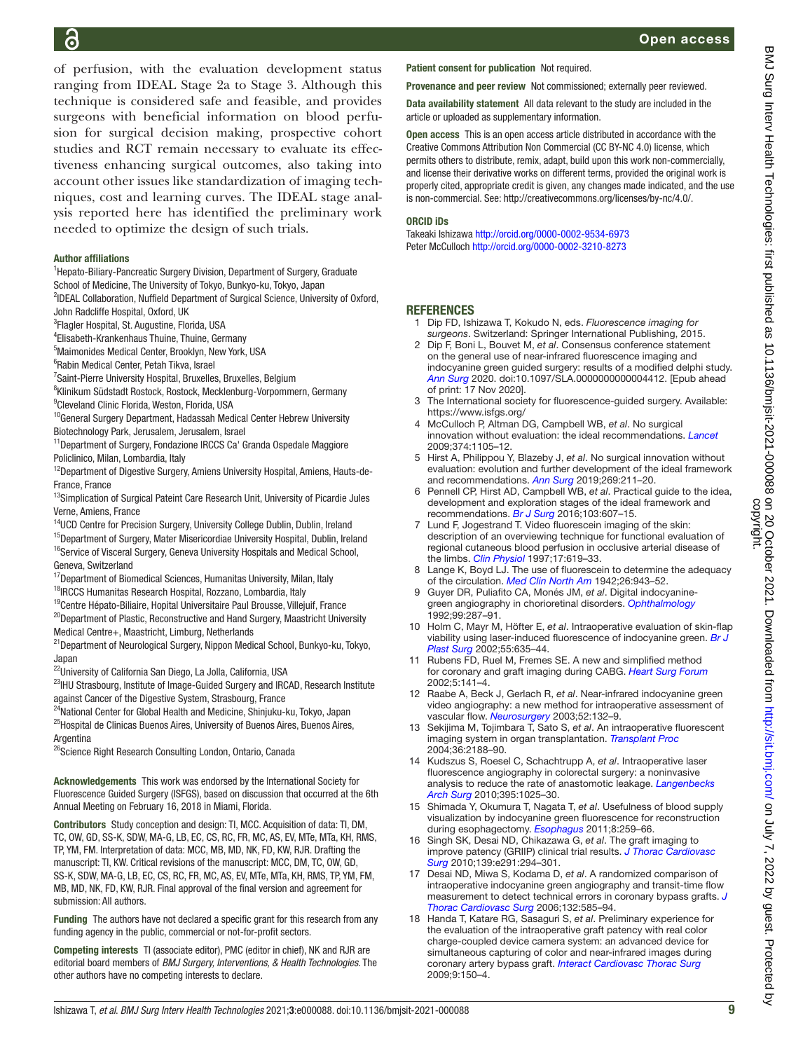of perfusion, with the evaluation development status ranging from IDEAL Stage 2a to Stage 3. Although this technique is considered safe and feasible, and provides surgeons with beneficial information on blood perfusion for surgical decision making, prospective cohort studies and RCT remain necessary to evaluate its effectiveness enhancing surgical outcomes, also taking into account other issues like standardization of imaging techniques, cost and learning curves. The IDEAL stage analysis reported here has identified the preliminary work needed to optimize the design of such trials.

**Author affiliations**

[1]Hepato-Biliary-Pancreatic Surgery Division, Department of Surgery, Graduate School of Medicine, The University of Tokyo, Bunkyo-ku, Tokyo, Japan
[2]IDEAL Collaboration, Nuffield Department of Surgical Science, University of Oxford, John Radcliffe Hospital, Oxford, UK
[3]Flagler Hospital, St. Augustine, Florida, USA
[4]Elisabeth-Krankenhaus Thuine, Thuine, Germany
[5]Maimonides Medical Center, Brooklyn, New York, USA
[6]Rabin Medical Center, Petah Tikva, Israel
[7]Saint-Pierre University Hospital, Bruxelles, Bruxelles, Belgium
[8]Klinikum Südstadt Rostock, Rostock, Mecklenburg-Vorpommern, Germany
[9]Cleveland Clinic Florida, Weston, Florida, USA
[10]General Surgery Department, Hadassah Medical Center Hebrew University Biotechnology Park, Jerusalem, Jerusalem, Israel
[11]Department of Surgery, Fondazione IRCCS Ca' Granda Ospedale Maggiore Policlinico, Milan, Lombardia, Italy
[12]Department of Digestive Surgery, Amiens University Hospital, Amiens, Hauts-de-France, France
[13]Simplication of Surgical Pateint Care Research Unit, University of Picardie Jules Verne, Amiens, France
[14]UCD Centre for Precision Surgery, University College Dublin, Dublin, Ireland
[15]Department of Surgery, Mater Misericordiae University Hospital, Dublin, Ireland
[16]Service of Visceral Surgery, Geneva University Hospitals and Medical School, Geneva, Switzerland
[17]Department of Biomedical Sciences, Humanitas University, Milan, Italy
[18]IRCCS Humanitas Research Hospital, Rozzano, Lombardia, Italy
[19]Centre Hépato-Biliaire, Hopital Universitaire Paul Brousse, Villejuif, France
[20]Department of Plastic, Reconstructive and Hand Surgery, Maastricht University Medical Centre+, Maastricht, Limburg, Netherlands
[21]Department of Neurological Surgery, Nippon Medical School, Bunkyo-ku, Tokyo, Japan
[22]University of California San Diego, La Jolla, California, USA
[23]IHU Strasbourg, Institute of Image-Guided Surgery and IRCAD, Research Institute against Cancer of the Digestive System, Strasbourg, France
[24]National Center for Global Health and Medicine, Shinjuku-ku, Tokyo, Japan
[25]Hospital de Clinicas Buenos Aires, University of Buenos Aires, Buenos Aires, Argentina
[26]Science Right Research Consulting London, Ontario, Canada

**Acknowledgements** This work was endorsed by the International Society for Fluorescence Guided Surgery (ISFGS), based on discussion that occurred at the 6th Annual Meeting on February 16, 2018 in Miami, Florida.

**Contributors** Study conception and design: TI, MCC. Acquisition of data: TI, DM, TC, OW, GD, SS-K, SDW, MA-G, LB, EC, CS, RC, FR, MC, AS, EV, MTe, MTa, KH, RMS, TP, YM, FM. Interpretation of data: MCC, MB, MD, NK, FD, KW, RJR. Drafting the manuscript: TI, KW. Critical revisions of the manuscript: MCC, DM, TC, OW, GD, SS-K, SDW, MA-G, LB, EC, CS, RC, FR, MC, AS, EV, MTe, MTa, KH, RMS, TP, YM, FM, MB, MD, NK, FD, KW, RJR. Final approval of the final version and agreement for submission: All authors.

**Funding** The authors have not declared a specific grant for this research from any funding agency in the public, commercial or not-for-profit sectors.

**Competing interests** TI (associate editor), PMC (editor in chief), NK and RJR are editorial board members of *BMJ Surgery, Interventions, & Health Technologies*. The other authors have no competing interests to declare.

**Patient consent for publication** Not required.

**Provenance and peer review** Not commissioned; externally peer reviewed.

**Data availability statement** All data relevant to the study are included in the article or uploaded as supplementary information.

**Open access** This is an open access article distributed in accordance with the Creative Commons Attribution Non Commercial (CC BY-NC 4.0) license, which permits others to distribute, remix, adapt, build upon this work non-commercially, and license their derivative works on different terms, provided the original work is properly cited, appropriate credit is given, any changes made indicated, and the use is non-commercial. See: http://creativecommons.org/licenses/by-nc/4.0/.

**ORCID iDs**

Takeaki Ishizawa http://orcid.org/0000-0002-9534-6973
Peter McCulloch http://orcid.org/0000-0002-3210-8273

## REFERENCES

1. Dip FD, Ishizawa T, Kokudo N, eds. *Fluorescence imaging for surgeons*. Switzerland: Springer International Publishing, 2015.
2. Dip F, Boni L, Bouvet M, *et al*. Consensus conference statement on the general use of near-infrared fluorescence imaging and indocyanine green guided surgery: results of a modified delphi study. *Ann Surg* 2020. doi:10.1097/SLA.0000000000004412. [Epub ahead of print: 17 Nov 2020].
3. The International society for fluorescence-guided surgery. Available: https://www.isfgs.org/
4. McCulloch P, Altman DG, Campbell WB, *et al*. No surgical innovation without evaluation: the ideal recommendations. *Lancet* 2009;374:1105–12.
5. Hirst A, Philippou Y, Blazeby J, *et al*. No surgical innovation without evaluation: evolution and further development of the ideal framework and recommendations. *Ann Surg* 2019;269:211–20.
6. Pennell CP, Hirst AD, Campbell WB, *et al*. Practical guide to the idea, development and exploration stages of the ideal framework and recommendations. *Br J Surg* 2016;103:607–15.
7. Lund F, Jogestrand T. Video fluorescein imaging of the skin: description of an overviewing technique for functional evaluation of regional cutaneous blood perfusion in occlusive arterial disease of the limbs. *Clin Physiol* 1997;17:619–33.
8. Lange K, Boyd LJ. The use of fluorescein to determine the adequacy of the circulation. *Med Clin North Am* 1942;26:943–52.
9. Guyer DR, Puliafito CA, Monés JM, *et al*. Digital indocyanine-green angiography in chorioretinal disorders. *Ophthalmology* 1992;99:287–91.
10. Holm C, Mayr M, Höfter E, *et al*. Intraoperative evaluation of skin-flap viability using laser-induced fluorescence of indocyanine green. *Br J Plast Surg* 2002;55:635–44.
11. Rubens FD, Ruel M, Fremes SE. A new and simplified method for coronary and graft imaging during CABG. *Heart Surg Forum* 2002;5:141–4.
12. Raabe A, Beck J, Gerlach R, *et al*. Near-infrared indocyanine green video angiography: a new method for intraoperative assessment of vascular flow. *Neurosurgery* 2003;52:132–9.
13. Sekijima M, Tojimbara T, Sato S, *et al*. An intraoperative fluorescent imaging system in organ transplantation. *Transplant Proc* 2004;36:2188–90.
14. Kudszus S, Roesel C, Schachtrupp A, *et al*. Intraoperative laser fluorescence angiography in colorectal surgery: a noninvasive analysis to reduce the rate of anastomotic leakage. *Langenbecks Arch Surg* 2010;395:1025–30.
15. Shimada Y, Okumura T, Nagata T, *et al*. Usefulness of blood supply visualization by indocyanine green fluorescence for reconstruction during esophagectomy. *Esophagus* 2011;8:259–66.
16. Singh SK, Desai ND, Chikazawa G, *et al*. The graft imaging to improve patency (GRIIP) clinical trial results. *J Thorac Cardiovasc Surg* 2010;139:e291:294–301.
17. Desai ND, Miwa S, Kodama D, *et al*. A randomized comparison of intraoperative indocyanine green angiography and transit-time flow measurement to detect technical errors in coronary bypass grafts. *J Thorac Cardiovasc Surg* 2006;132:585–94.
18. Handa T, Katare RG, Sasaguri S, *et al*. Preliminary experience for the evaluation of the intraoperative graft patency with real color charge-coupled device camera system: an advanced device for simultaneous capturing of color and near-infrared images during coronary artery bypass graft. *Interact Cardiovasc Thorac Surg* 2009;9:150–4.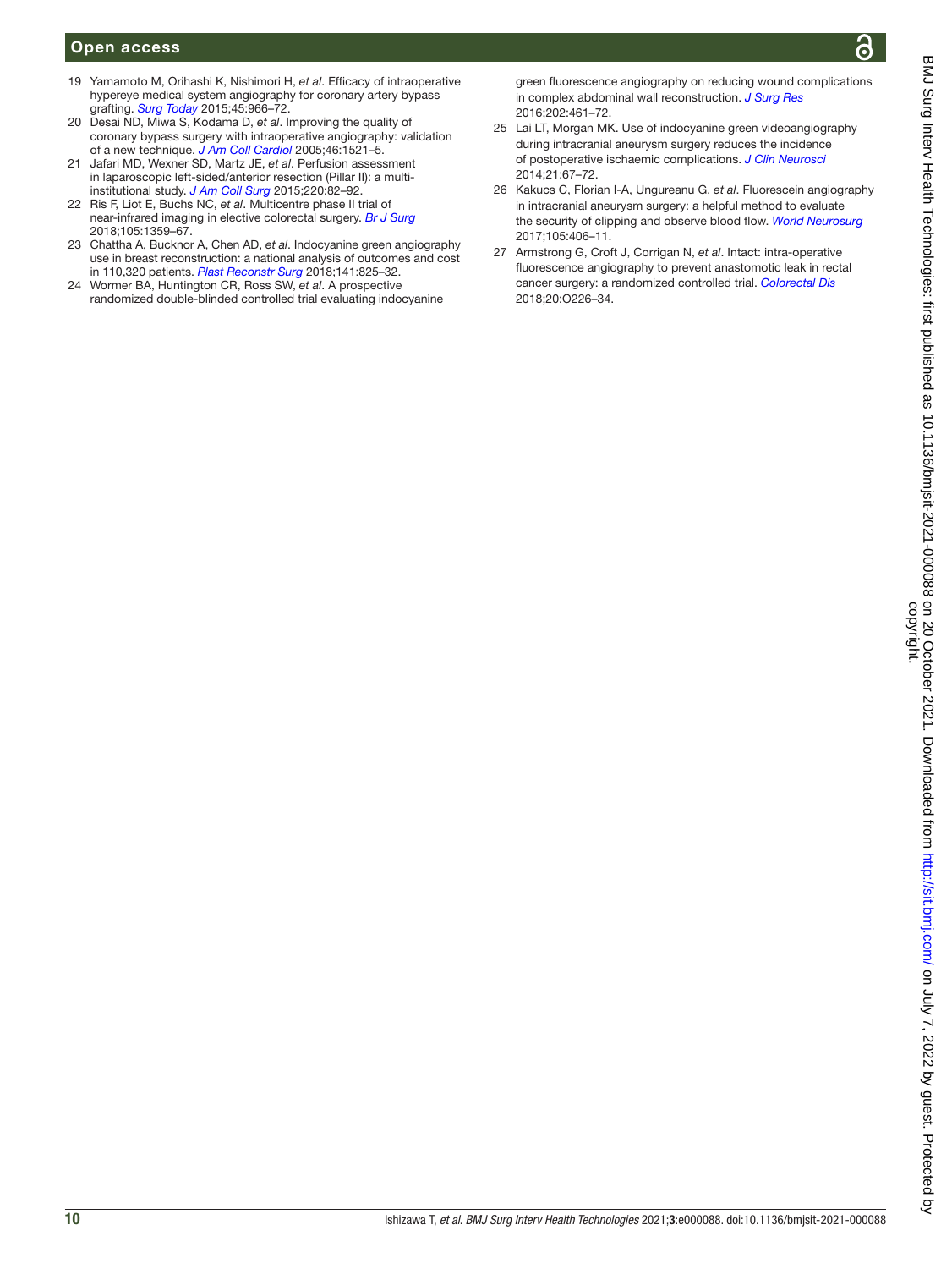19 Yamamoto M, Orihashi K, Nishimori H, *et al*. Efficacy of intraoperative hypereye medical system angiography for coronary artery bypass grafting. *Surg Today* 2015;45:966–72.

20 Desai ND, Miwa S, Kodama D, *et al*. Improving the quality of coronary bypass surgery with intraoperative angiography: validation of a new technique. *J Am Coll Cardiol* 2005;46:1521–5.

21 Jafari MD, Wexner SD, Martz JE, *et al*. Perfusion assessment in laparoscopic left-sided/anterior resection (Pillar II): a multi-institutional study. *J Am Coll Surg* 2015;220:82–92.

22 Ris F, Liot E, Buchs NC, *et al*. Multicentre phase II trial of near-infrared imaging in elective colorectal surgery. *Br J Surg* 2018;105:1359–67.

23 Chattha A, Bucknor A, Chen AD, *et al*. Indocyanine green angiography use in breast reconstruction: a national analysis of outcomes and cost in 110,320 patients. *Plast Reconstr Surg* 2018;141:825–32.

24 Wormer BA, Huntington CR, Ross SW, *et al*. A prospective randomized double-blinded controlled trial evaluating indocyanine green fluorescence angiography on reducing wound complications in complex abdominal wall reconstruction. *J Surg Res* 2016;202:461–72.

25 Lai LT, Morgan MK. Use of indocyanine green videoangiography during intracranial aneurysm surgery reduces the incidence of postoperative ischaemic complications. *J Clin Neurosci* 2014;21:67–72.

26 Kakucs C, Florian I-A, Ungureanu G, *et al*. Fluorescein angiography in intracranial aneurysm surgery: a helpful method to evaluate the security of clipping and observe blood flow. *World Neurosurg* 2017;105:406–11.

27 Armstrong G, Croft J, Corrigan N, *et al*. Intact: intra-operative fluorescence angiography to prevent anastomotic leak in rectal cancer surgery: a randomized controlled trial. *Colorectal Dis* 2018;20:O226–34.